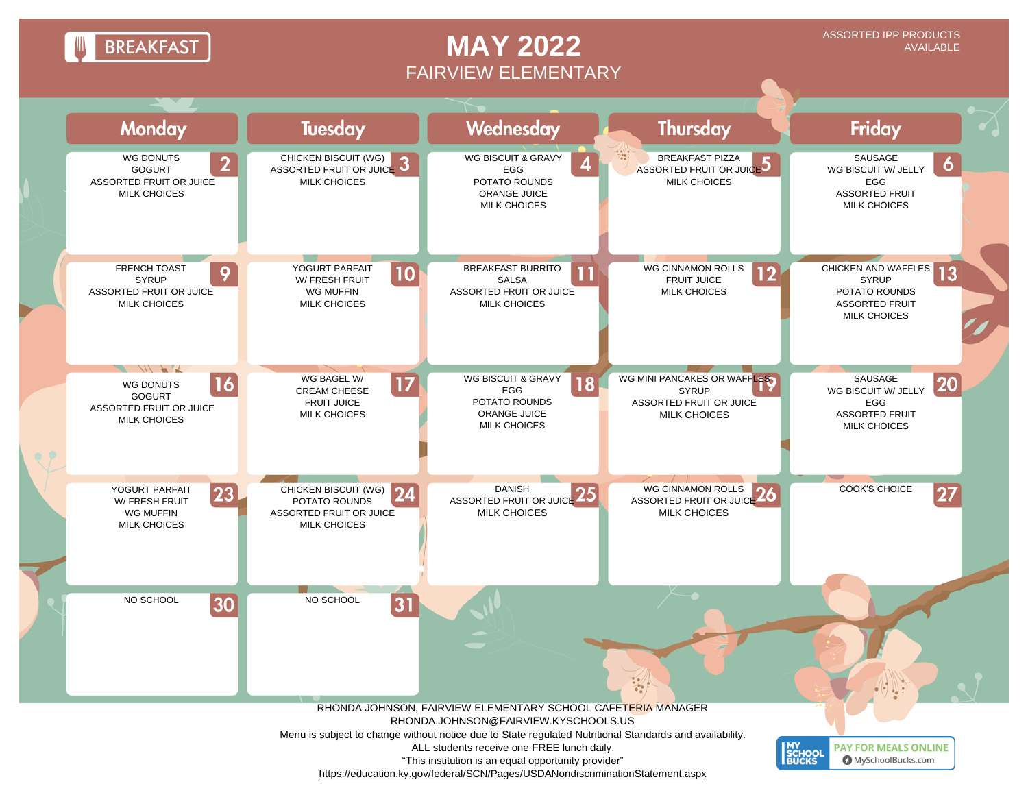BREAKFAST

# MAY 2022

## FAIRVIEW ELEMENTARY

ASSORTED IPP PRODUCTS AVAILABLE

| Monday | Tuesday | Wednesday | Thursday | Friday |
| --- | --- | --- | --- | --- |
| **2** WG DONUTS GOGURT ASSORTED FRUIT OR JUICE MILK CHOICES | **3** CHICKEN BISCUIT (WG) ASSORTED FRUIT OR JUICE MILK CHOICES | **4** WG BISCUIT & GRAVY EGG POTATO ROUNDS ORANGE JUICE MILK CHOICES | **5** BREAKFAST PIZZA ASSORTED FRUIT OR JUICE MILK CHOICES | **6** SAUSAGE WG BISCUIT W/ JELLY EGG ASSORTED FRUIT MILK CHOICES |
| **9** FRENCH TOAST SYRUP ASSORTED FRUIT OR JUICE MILK CHOICES | **10** YOGURT PARFAIT W/ FRESH FRUIT WG MUFFIN MILK CHOICES | **11** BREAKFAST BURRITO SALSA ASSORTED FRUIT OR JUICE MILK CHOICES | **12** WG CINNAMON ROLLS FRUIT JUICE MILK CHOICES | **13** CHICKEN AND WAFFLES SYRUP POTATO ROUNDS ASSORTED FRUIT MILK CHOICES |
| **16** WG DONUTS GOGURT ASSORTED FRUIT OR JUICE MILK CHOICES | **17** WG BAGEL W/ CREAM CHEESE FRUIT JUICE MILK CHOICES | **18** WG BISCUIT & GRAVY EGG POTATO ROUNDS ORANGE JUICE MILK CHOICES | **19** WG MINI PANCAKES OR WAFFLES SYRUP ASSORTED FRUIT OR JUICE MILK CHOICES | **20** SAUSAGE WG BISCUIT W/ JELLY EGG ASSORTED FRUIT MILK CHOICES |
| **23** YOGURT PARFAIT W/ FRESH FRUIT WG MUFFIN MILK CHOICES | **24** CHICKEN BISCUIT (WG) POTATO ROUNDS ASSORTED FRUIT OR JUICE MILK CHOICES | **25** DANISH ASSORTED FRUIT OR JUICE MILK CHOICES | **26** WG CINNAMON ROLLS ASSORTED FRUIT OR JUICE MILK CHOICES | **27** COOK'S CHOICE |
| **30** NO SCHOOL | **31** NO SCHOOL | | | |

RHONDA JOHNSON, FAIRVIEW ELEMENTARY SCHOOL CAFETERIA MANAGER
RHONDA.JOHNSON@FAIRVIEW.KYSCHOOLS.US
Menu is subject to change without notice due to State regulated Nutritional Standards and availability.
ALL students receive one FREE lunch daily.
"This institution is an equal opportunity provider"
https://education.ky.gov/federal/SCN/Pages/USDANondiscriminationStatement.aspx

MY SCHOOL BUCKS — PAY FOR MEALS ONLINE — MySchoolBucks.com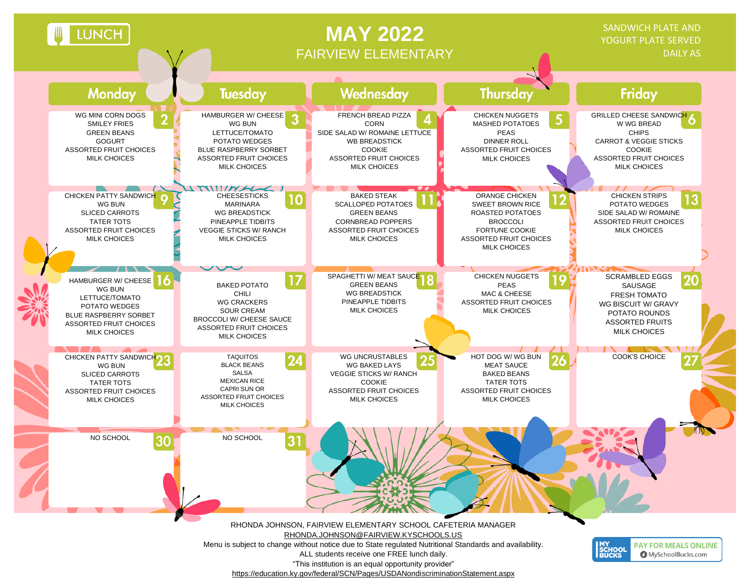LUNCH

# MAY 2022

## FAIRVIEW ELEMENTARY

SANDWICH PLATE AND YOGURT PLATE SERVED DAILY AS

| Monday | Tuesday | Wednesday | Thursday | Friday |
|---|---|---|---|---|
| **2** WG MINI CORN DOGS<br>SMILEY FRIES<br>GREEN BEANS<br>GOGURT<br>ASSORTED FRUIT CHOICES<br>MILK CHOICES | **3** HAMBURGER W/ CHEESE<br>WG BUN<br>LETTUCE/TOMATO<br>POTATO WEDGES<br>BLUE RASPBERRY SORBET<br>ASSORTED FRUIT CHOICES<br>MILK CHOICES | **4** FRENCH BREAD PIZZA<br>CORN<br>SIDE SALAD W/ ROMAINE LETTUCE<br>WB BREADSTICK<br>COOKIE<br>ASSORTED FRUIT CHOICES<br>MILK CHOICES | **5** CHICKEN NUGGETS<br>MASHED POTATOES<br>PEAS<br>DINNER ROLL<br>ASSORTED FRUIT CHOICES<br>MILK CHOICES | **6** GRILLED CHEESE SANDWICH<br>W WG BREAD<br>CHIPS<br>CARROT & VEGGIE STICKS<br>COOKIE<br>ASSORTED FRUIT CHOICES<br>MILK CHOICES |
| **9** CHICKEN PATTY SANDWICH<br>WG BUN<br>SLICED CARROTS<br>TATER TOTS<br>ASSORTED FRUIT CHOICES<br>MILK CHOICES | **10** CHEESESTICKS<br>MARINARA<br>WG BREADSTICK<br>PINEAPPLE TIDBITS<br>VEGGIE STICKS W/ RANCH<br>MILK CHOICES | **11** BAKED STEAK<br>SCALLOPED POTATOES<br>GREEN BEANS<br>CORNBREAD POPPERS<br>ASSORTED FRUIT CHOICES<br>MILK CHOICES | **12** ORANGE CHICKEN<br>SWEET BROWN RICE<br>ROASTED POTATOES<br>BROCCOLI<br>FORTUNE COOKIE<br>ASSORTED FRUIT CHOICES<br>MILK CHOICES | **13** CHICKEN STRIPS<br>POTATO WEDGES<br>SIDE SALAD W/ ROMAINE<br>ASSORTED FRUIT CHOICES<br>MILK CHOICES |
| **16** HAMBURGER W/ CHEESE<br>WG BUN<br>LETTUCE/TOMATO<br>POTATO WEDGES<br>BLUE RASPBERRY SORBET<br>ASSORTED FRUIT CHOICES<br>MILK CHOICES | **17** BAKED POTATO<br>CHILI<br>WG CRACKERS<br>SOUR CREAM<br>BROCCOLI W/ CHEESE SAUCE<br>ASSORTED FRUIT CHOICES<br>MILK CHOICES | **18** SPAGHETTI W/ MEAT SAUCE<br>GREEN BEANS<br>WG BREADSTICK<br>PINEAPPLE TIDBITS<br>MILK CHOICES | **19** CHICKEN NUGGETS<br>PEAS<br>MAC & CHEESE<br>ASSORTED FRUIT CHOICES<br>MILK CHOICES | **20** SCRAMBLED EGGS<br>SAUSAGE<br>FRESH TOMATO<br>WG BISCUIT W/ GRAVY<br>POTATO ROUNDS<br>ASSORTED FRUITS<br>MILK CHOICES |
| **23** CHICKEN PATTY SANDWICH<br>WG BUN<br>SLICED CARROTS<br>TATER TOTS<br>ASSORTED FRUIT CHOICES<br>MILK CHOICES | **24** TAQUITOS<br>BLACK BEANS<br>SALSA<br>MEXICAN RICE<br>CAPRI SUN OR<br>ASSORTED FRUIT CHOICES<br>MILK CHOICES | **25** WG UNCRUSTABLES<br>WG BAKED LAYS<br>VEGGIE STICKS W/ RANCH<br>COOKIE<br>ASSORTED FRUIT CHOICES<br>MILK CHOICES | **26** HOT DOG W/ WG BUN<br>MEAT SAUCE<br>BAKED BEANS<br>TATER TOTS<br>ASSORTED FRUIT CHOICES<br>MILK CHOICES | **27** COOK'S CHOICE |
| **30** NO SCHOOL | **31** NO SCHOOL | | | |

RHONDA JOHNSON, FAIRVIEW ELEMENTARY SCHOOL CAFETERIA MANAGER
RHONDA.JOHNSON@FAIRVIEW.KYSCHOOLS.US
Menu is subject to change without notice due to State regulated Nutritional Standards and availability.
ALL students receive one FREE lunch daily.
"This institution is an equal opportunity provider"
https://education.ky.gov/federal/SCN/Pages/USDANondiscriminationStatement.aspx

MY SCHOOL BUCKS — PAY FOR MEALS ONLINE — MySchoolBucks.com